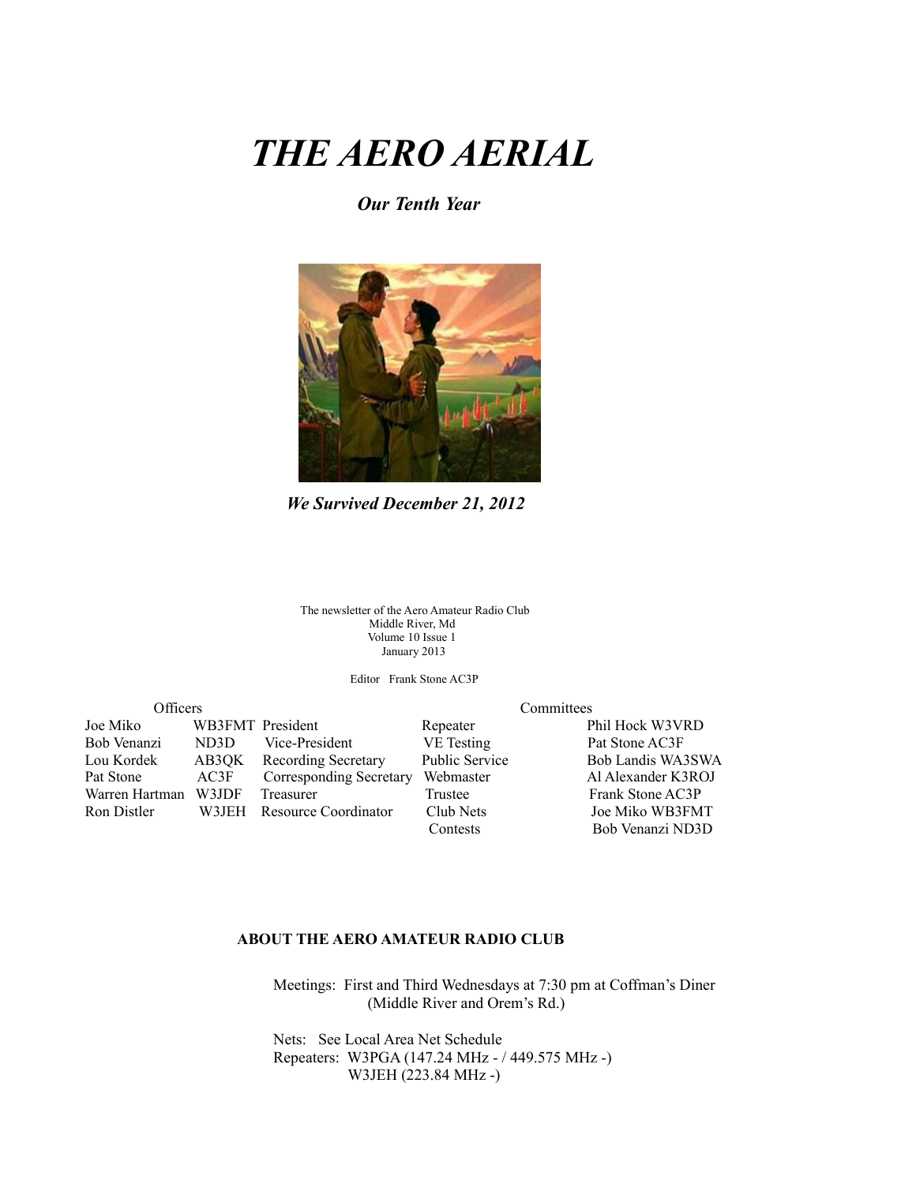# THE AERO AERIAL

***Our Tenth Year***

***We Survived December 21, 2012***

The newsletter of the Aero Amateur Radio Club
Middle River, Md
Volume 10 Issue 1
January 2013

Editor Frank Stone AC3P

| Officers | | | Committees | |
|---|---|---|---|---|
| Joe Miko | WB3FMT | President | Repeater | Phil Hock W3VRD |
| Bob Venanzi | ND3D | Vice-President | VE Testing | Pat Stone AC3F |
| Lou Kordek | AB3QK | Recording Secretary | Public Service | Bob Landis WA3SWA |
| Pat Stone | AC3F | Corresponding Secretary | Webmaster | Al Alexander K3ROJ |
| Warren Hartman | W3JDF | Treasurer | Trustee | Frank Stone AC3P |
| Ron Distler | W3JEH | Resource Coordinator | Club Nets | Joe Miko WB3FMT |
| | | | Contests | Bob Venanzi ND3D |

**ABOUT THE AERO AMATEUR RADIO CLUB**

Meetings: First and Third Wednesdays at 7:30 pm at Coffman's Diner (Middle River and Orem's Rd.)

Nets: See Local Area Net Schedule
Repeaters: W3PGA (147.24 MHz - / 449.575 MHz -)
W3JEH (223.84 MHz -)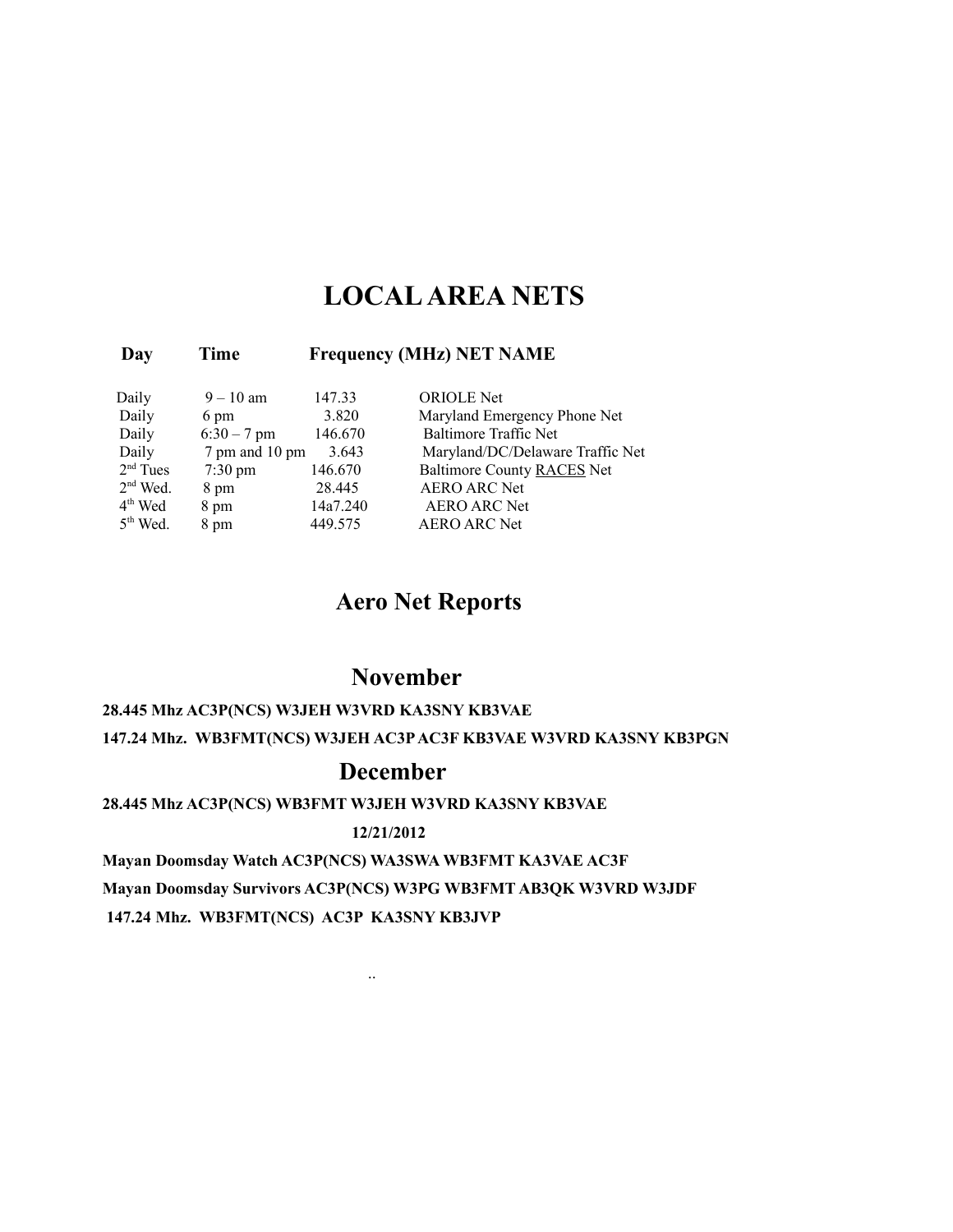# LOCAL AREA NETS

| Day | Time | Frequency (MHz) | NET NAME |
|---|---|---|---|
| Daily | 9 – 10 am | 147.33 | ORIOLE Net |
| Daily | 6 pm | 3.820 | Maryland Emergency Phone Net |
| Daily | 6:30 – 7 pm | 146.670 | Baltimore Traffic Net |
| Daily | 7 pm and 10 pm | 3.643 | Maryland/DC/Delaware Traffic Net |
| 2nd Tues | 7:30 pm | 146.670 | Baltimore County RACES Net |
| 2nd Wed. | 8 pm | 28.445 | AERO ARC Net |
| 4th Wed | 8 pm | 14a7.240 | AERO ARC Net |
| 5th Wed. | 8 pm | 449.575 | AERO ARC Net |

# Aero Net Reports

## November

**28.445 Mhz AC3P(NCS) W3JEH W3VRD KA3SNY KB3VAE**

**147.24 Mhz. WB3FMT(NCS) W3JEH AC3P AC3F KB3VAE W3VRD KA3SNY KB3PGN**

## December

**28.445 Mhz AC3P(NCS) WB3FMT W3JEH W3VRD KA3SNY KB3VAE**

**12/21/2012**

**Mayan Doomsday Watch AC3P(NCS) WA3SWA WB3FMT KA3VAE AC3F**

**Mayan Doomsday Survivors AC3P(NCS) W3PG WB3FMT AB3QK W3VRD W3JDF**

**147.24 Mhz. WB3FMT(NCS) AC3P KA3SNY KB3JVP**

..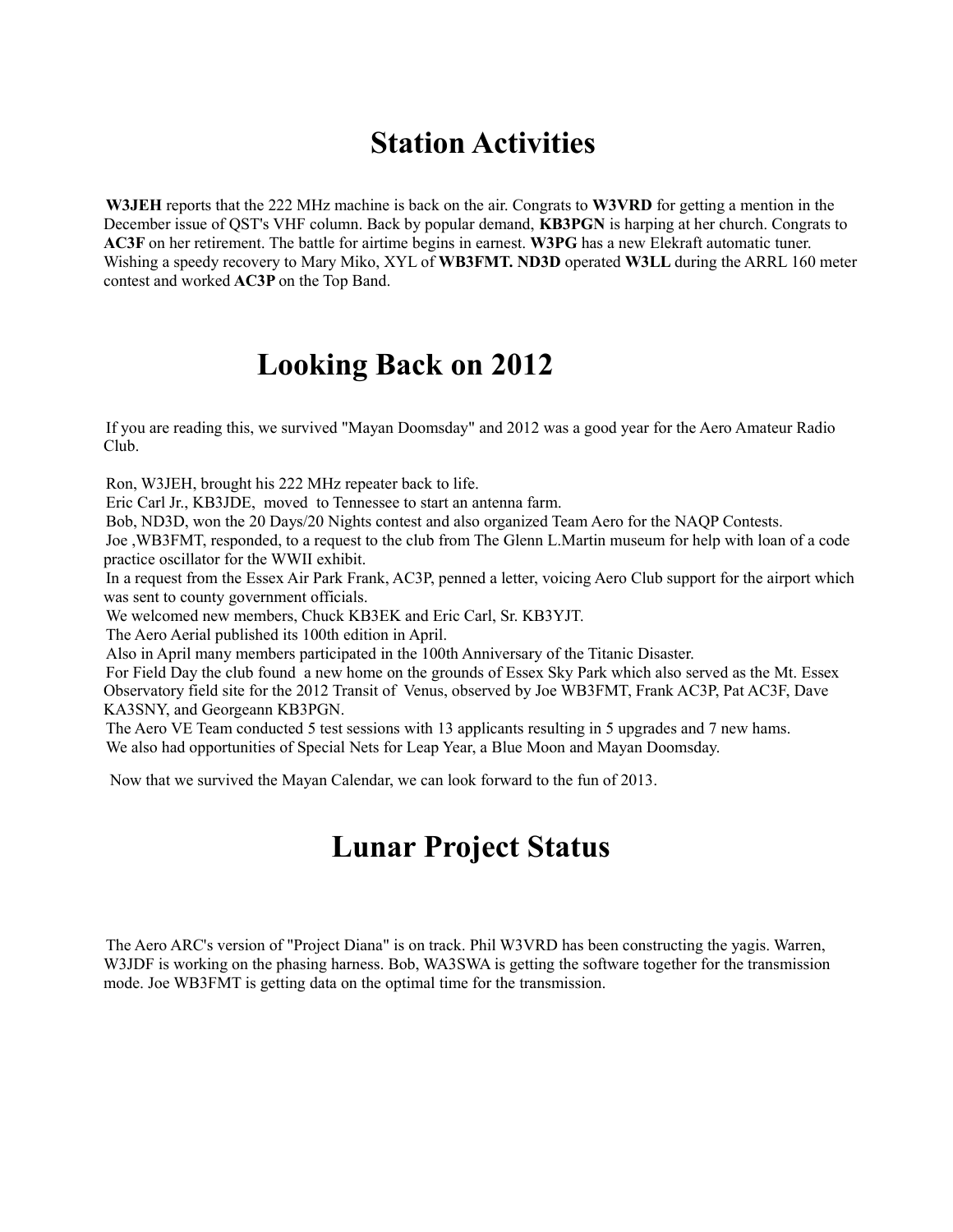# Station Activities

**W3JEH** reports that the 222 MHz machine is back on the air. Congrats to **W3VRD** for getting a mention in the December issue of QST's VHF column. Back by popular demand, **KB3PGN** is harping at her church. Congrats to **AC3F** on her retirement. The battle for airtime begins in earnest. **W3PG** has a new Elekraft automatic tuner. Wishing a speedy recovery to Mary Miko, XYL of **WB3FMT. ND3D** operated **W3LL** during the ARRL 160 meter contest and worked **AC3P** on the Top Band.

# Looking Back on 2012

If you are reading this, we survived "Mayan Doomsday" and 2012 was a good year for the Aero Amateur Radio Club.

Ron, W3JEH, brought his 222 MHz repeater back to life.
Eric Carl Jr., KB3JDE, moved to Tennessee to start an antenna farm.
Bob, ND3D, won the 20 Days/20 Nights contest and also organized Team Aero for the NAQP Contests.
Joe ,WB3FMT, responded, to a request to the club from The Glenn L.Martin museum for help with loan of a code practice oscillator for the WWII exhibit.
In a request from the Essex Air Park Frank, AC3P, penned a letter, voicing Aero Club support for the airport which was sent to county government officials.
We welcomed new members, Chuck KB3EK and Eric Carl, Sr. KB3YJT.
The Aero Aerial published its 100th edition in April.
Also in April many members participated in the 100th Anniversary of the Titanic Disaster.
For Field Day the club found a new home on the grounds of Essex Sky Park which also served as the Mt. Essex Observatory field site for the 2012 Transit of Venus, observed by Joe WB3FMT, Frank AC3P, Pat AC3F, Dave KA3SNY, and Georgeann KB3PGN.
The Aero VE Team conducted 5 test sessions with 13 applicants resulting in 5 upgrades and 7 new hams.
We also had opportunities of Special Nets for Leap Year, a Blue Moon and Mayan Doomsday.

Now that we survived the Mayan Calendar, we can look forward to the fun of 2013.

# Lunar Project Status

The Aero ARC's version of "Project Diana" is on track. Phil W3VRD has been constructing the yagis. Warren, W3JDF is working on the phasing harness. Bob, WA3SWA is getting the software together for the transmission mode. Joe WB3FMT is getting data on the optimal time for the transmission.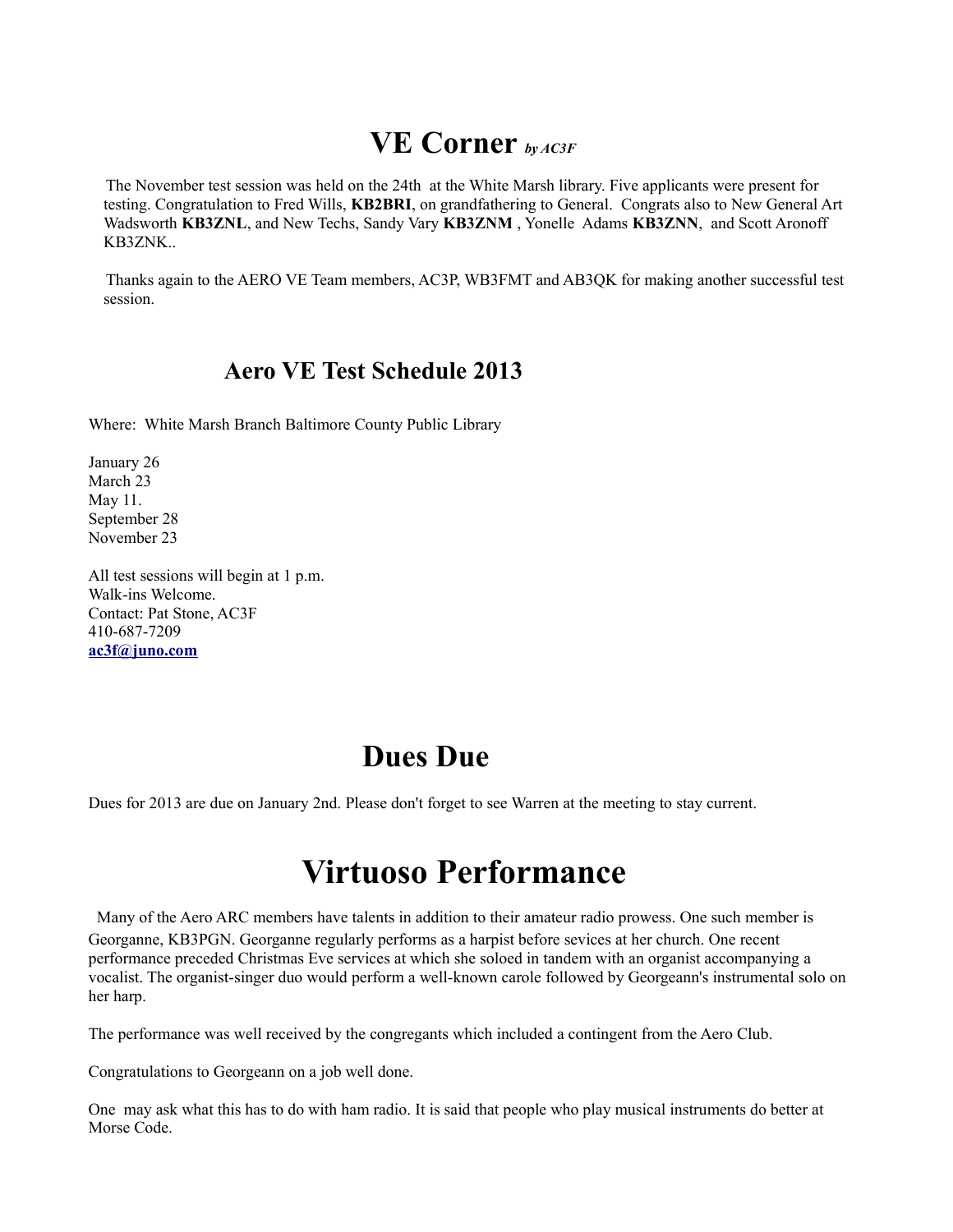# VE Corner *by AC3F*

The November test session was held on the 24th at the White Marsh library. Five applicants were present for testing. Congratulation to Fred Wills, **KB2BRI**, on grandfathering to General. Congrats also to New General Art Wadsworth **KB3ZNL**, and New Techs, Sandy Vary **KB3ZNM** , Yonelle Adams **KB3ZNN**, and Scott Aronoff KB3ZNK..

Thanks again to the AERO VE Team members, AC3P, WB3FMT and AB3QK for making another successful test session.

## Aero VE Test Schedule 2013

Where: White Marsh Branch Baltimore County Public Library

January 26
March 23
May 11.
September 28
November 23

All test sessions will begin at 1 p.m.
Walk-ins Welcome.
Contact: Pat Stone, AC3F
410-687-7209
**ac3f@juno.com**

# Dues Due

Dues for 2013 are due on January 2nd. Please don't forget to see Warren at the meeting to stay current.

# Virtuoso Performance

Many of the Aero ARC members have talents in addition to their amateur radio prowess. One such member is Georganne, KB3PGN. Georganne regularly performs as a harpist before sevices at her church. One recent performance preceded Christmas Eve services at which she soloed in tandem with an organist accompanying a vocalist. The organist-singer duo would perform a well-known carole followed by Georgeann's instrumental solo on her harp.

The performance was well received by the congregants which included a contingent from the Aero Club.

Congratulations to Georgeann on a job well done.

One may ask what this has to do with ham radio. It is said that people who play musical instruments do better at Morse Code.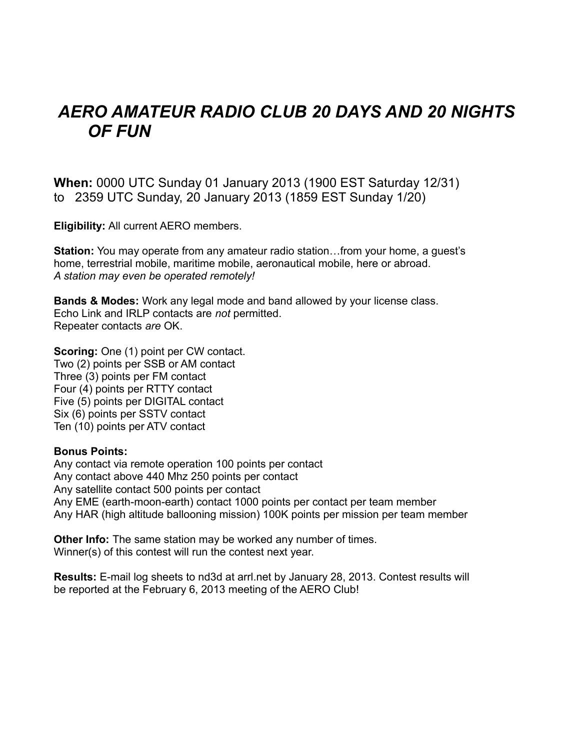# *AERO AMATEUR RADIO CLUB 20 DAYS AND 20 NIGHTS OF FUN*

**When:** 0000 UTC Sunday 01 January 2013 (1900 EST Saturday 12/31)
to 2359 UTC Sunday, 20 January 2013 (1859 EST Sunday 1/20)

**Eligibility:** All current AERO members.

**Station:** You may operate from any amateur radio station…from your home, a guest's home, terrestrial mobile, maritime mobile, aeronautical mobile, here or abroad.
*A station may even be operated remotely!*

**Bands & Modes:** Work any legal mode and band allowed by your license class.
Echo Link and IRLP contacts are *not* permitted.
Repeater contacts *are* OK.

**Scoring:** One (1) point per CW contact.
Two (2) points per SSB or AM contact
Three (3) points per FM contact
Four (4) points per RTTY contact
Five (5) points per DIGITAL contact
Six (6) points per SSTV contact
Ten (10) points per ATV contact

**Bonus Points:**
Any contact via remote operation 100 points per contact
Any contact above 440 Mhz 250 points per contact
Any satellite contact 500 points per contact
Any EME (earth-moon-earth) contact 1000 points per contact per team member
Any HAR (high altitude ballooning mission) 100K points per mission per team member

**Other Info:** The same station may be worked any number of times.
Winner(s) of this contest will run the contest next year.

**Results:** E-mail log sheets to nd3d at arrl.net by January 28, 2013. Contest results will be reported at the February 6, 2013 meeting of the AERO Club!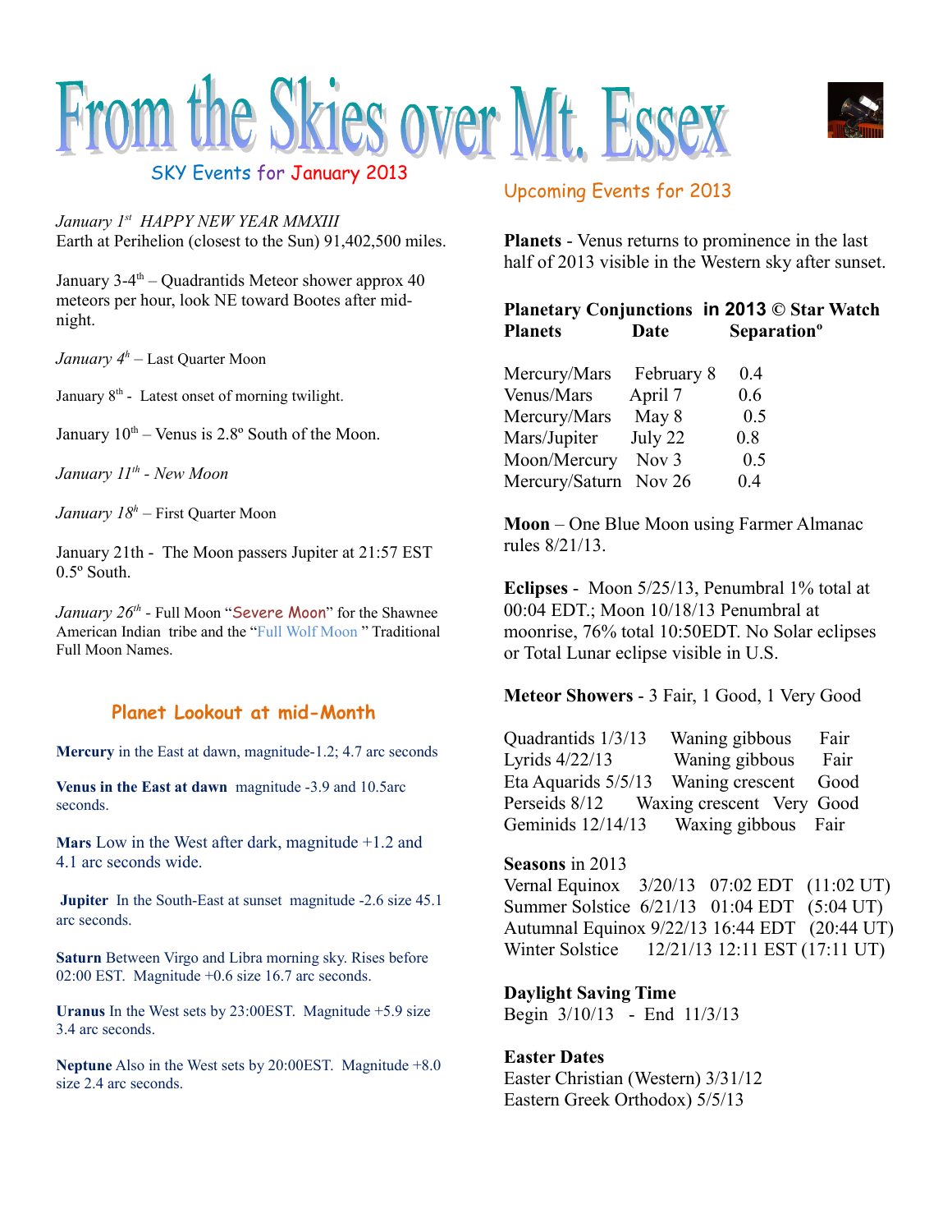# From the Skies over Mt. Essex

## SKY Events for January 2013

*January 1st HAPPY NEW YEAR MMXIII*
Earth at Perihelion (closest to the Sun) 91,402,500 miles.

January 3-4th – Quadrantids Meteor shower approx 40 meteors per hour, look NE toward Bootes after midnight.

*January 4th* – Last Quarter Moon

January 8th - Latest onset of morning twilight.

January 10th – Venus is 2.8º South of the Moon.

*January 11th - New Moon*

*January 18th* – First Quarter Moon

January 21th - The Moon passers Jupiter at 21:57 EST 0.5º South.

*January 26th* - Full Moon "Severe Moon" for the Shawnee American Indian tribe and the "Full Wolf Moon " Traditional Full Moon Names.

### Planet Lookout at mid-Month

**Mercury** in the East at dawn, magnitude-1.2; 4.7 arc seconds

**Venus in the East at dawn** magnitude -3.9 and 10.5arc seconds.

**Mars** Low in the West after dark, magnitude +1.2 and 4.1 arc seconds wide.

**Jupiter** In the South-East at sunset magnitude -2.6 size 45.1 arc seconds.

**Saturn** Between Virgo and Libra morning sky. Rises before 02:00 EST. Magnitude +0.6 size 16.7 arc seconds.

**Uranus** In the West sets by 23:00EST. Magnitude +5.9 size 3.4 arc seconds.

**Neptune** Also in the West sets by 20:00EST. Magnitude +8.0 size 2.4 arc seconds.

## Upcoming Events for 2013

**Planets** - Venus returns to prominence in the last half of 2013 visible in the Western sky after sunset.

**Planetary Conjunctions in 2013 © Star Watch**

| Planets | Date | Separationº |
|---|---|---|
| Mercury/Mars | February 8 | 0.4 |
| Venus/Mars | April 7 | 0.6 |
| Mercury/Mars | May 8 | 0.5 |
| Mars/Jupiter | July 22 | 0.8 |
| Moon/Mercury | Nov 3 | 0.5 |
| Mercury/Saturn | Nov 26 | 0.4 |

**Moon** – One Blue Moon using Farmer Almanac rules 8/21/13.

**Eclipses** - Moon 5/25/13, Penumbral 1% total at 00:04 EDT.; Moon 10/18/13 Penumbral at moonrise, 76% total 10:50EDT. No Solar eclipses or Total Lunar eclipse visible in U.S.

**Meteor Showers** - 3 Fair, 1 Good, 1 Very Good

| | | |
|---|---|---|
| Quadrantids 1/3/13 | Waning gibbous | Fair |
| Lyrids 4/22/13 | Waning gibbous | Fair |
| Eta Aquarids 5/5/13 | Waning crescent | Good |
| Perseids 8/12 | Waxing crescent | Very Good |
| Geminids 12/14/13 | Waxing gibbous | Fair |

**Seasons** in 2013

| | | | |
|---|---|---|---|
| Vernal Equinox | 3/20/13 | 07:02 EDT | (11:02 UT) |
| Summer Solstice | 6/21/13 | 01:04 EDT | (5:04 UT) |
| Autumnal Equinox | 9/22/13 | 16:44 EDT | (20:44 UT) |
| Winter Solstice | 12/21/13 | 12:11 EST | (17:11 UT) |

**Daylight Saving Time**
Begin 3/10/13 - End 11/3/13

**Easter Dates**
Easter Christian (Western) 3/31/12
Eastern Greek Orthodox) 5/5/13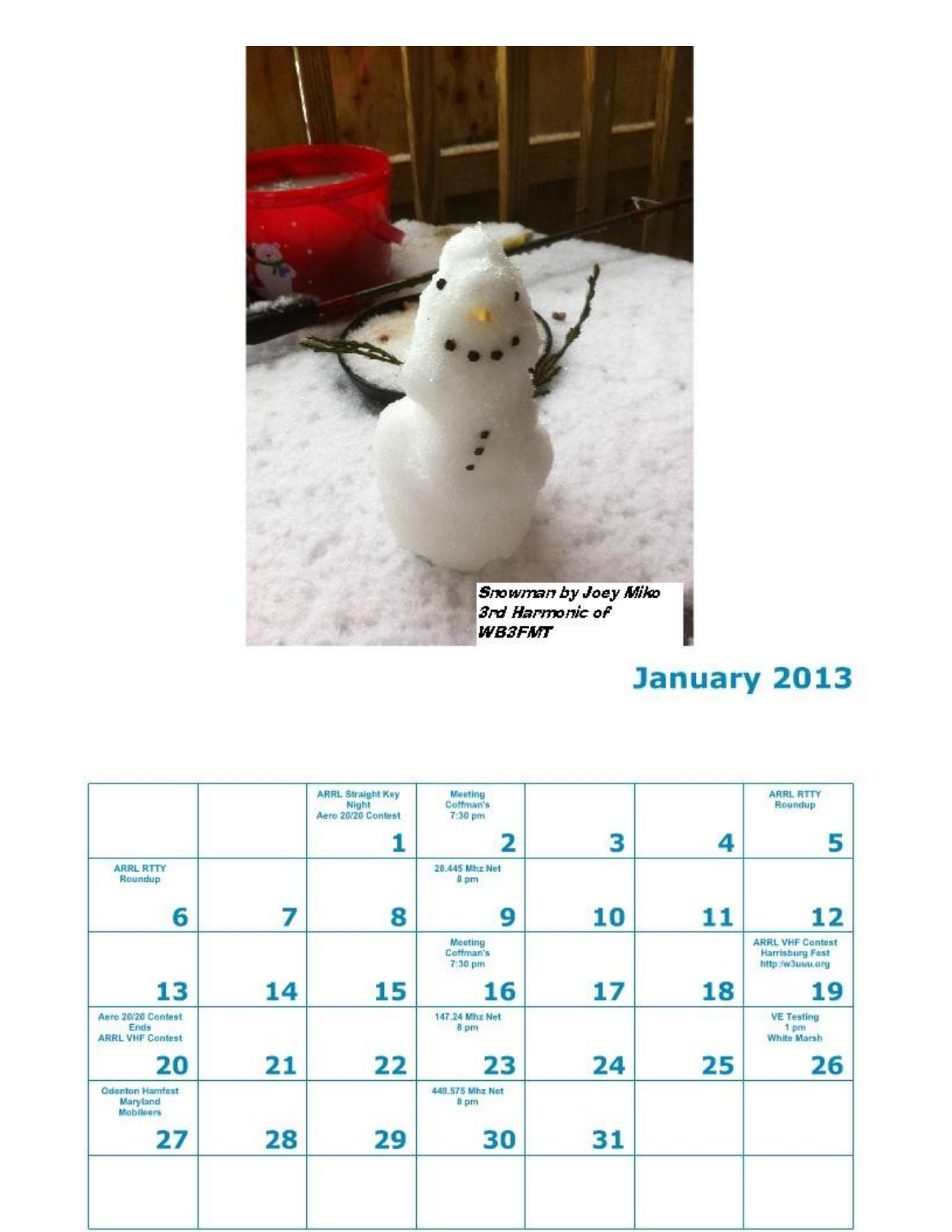Snowman by Joey Miko
3rd Harmonic of
WB3FMT

## January 2013

| | | | | | | |
|---|---|---|---|---|---|---|
| | | ARRL Straight Key Night Aero 20/20 Contest **1** | Meeting Coffman's 7:30 pm **2** | **3** | **4** | ARRL RTTY Roundup **5** |
| ARRL RTTY Roundup **6** | **7** | **8** | 28.445 Mhz Net 8 pm **9** | **10** | **11** | **12** |
| **13** | **14** | **15** | Meeting Coffman's 7:30 pm **16** | **17** | **18** | ARRL VHF Contest Harrisburg Fest http://w3uuu.org **19** |
| Aero 20/20 Contest Ends ARRL VHF Contest **20** | **21** | **22** | 147.24 Mhz Net 8 pm **23** | **24** | **25** | VE Testing 1 pm White Marsh **26** |
| Odenton Hamfest Maryland Mobileers **27** | **28** | **29** | 449.575 Mhz Net 8 pm **30** | **31** | | |
| | | | | | | |